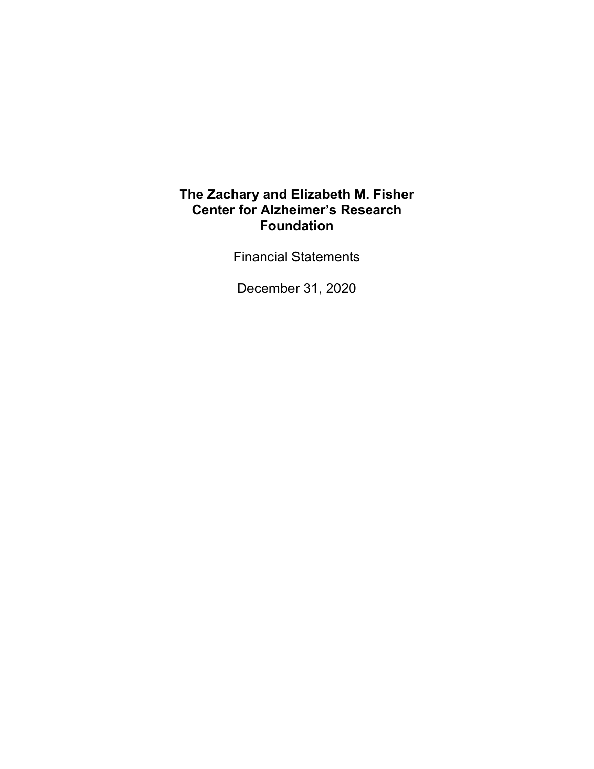# The Zachary and Elizabeth M. Fisher Center for Alzheimer's Research Foundation

Financial Statements

December 31, 2020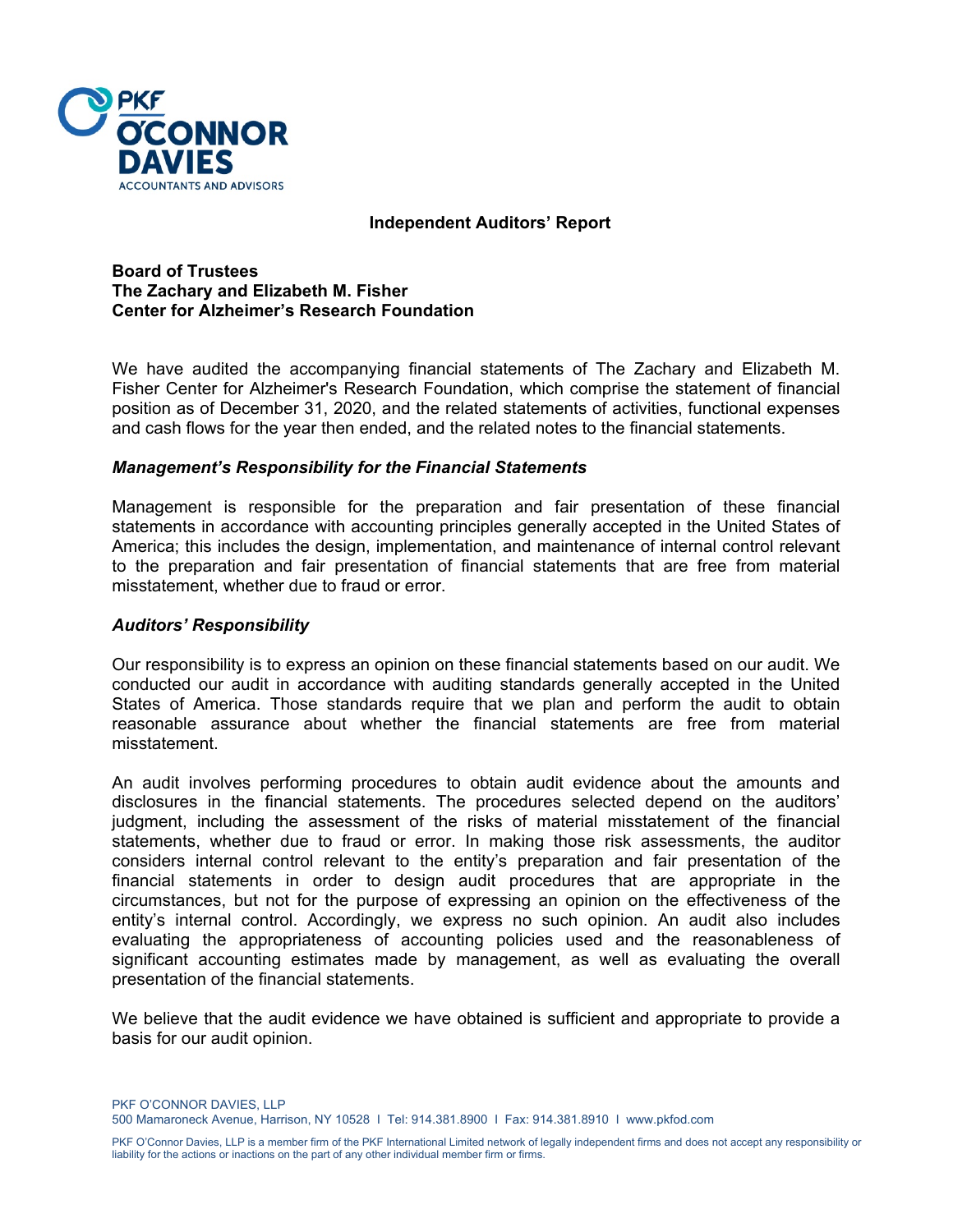PKF O'CONNOR DAVIES
ACCOUNTANTS AND ADVISORS

**Independent Auditors' Report**

**Board of Trustees**
**The Zachary and Elizabeth M. Fisher**
**Center for Alzheimer's Research Foundation**

We have audited the accompanying financial statements of The Zachary and Elizabeth M. Fisher Center for Alzheimer's Research Foundation, which comprise the statement of financial position as of December 31, 2020, and the related statements of activities, functional expenses and cash flows for the year then ended, and the related notes to the financial statements.

***Management's Responsibility for the Financial Statements***

Management is responsible for the preparation and fair presentation of these financial statements in accordance with accounting principles generally accepted in the United States of America; this includes the design, implementation, and maintenance of internal control relevant to the preparation and fair presentation of financial statements that are free from material misstatement, whether due to fraud or error.

***Auditors' Responsibility***

Our responsibility is to express an opinion on these financial statements based on our audit. We conducted our audit in accordance with auditing standards generally accepted in the United States of America. Those standards require that we plan and perform the audit to obtain reasonable assurance about whether the financial statements are free from material misstatement.

An audit involves performing procedures to obtain audit evidence about the amounts and disclosures in the financial statements. The procedures selected depend on the auditors' judgment, including the assessment of the risks of material misstatement of the financial statements, whether due to fraud or error. In making those risk assessments, the auditor considers internal control relevant to the entity's preparation and fair presentation of the financial statements in order to design audit procedures that are appropriate in the circumstances, but not for the purpose of expressing an opinion on the effectiveness of the entity's internal control. Accordingly, we express no such opinion. An audit also includes evaluating the appropriateness of accounting policies used and the reasonableness of significant accounting estimates made by management, as well as evaluating the overall presentation of the financial statements.

We believe that the audit evidence we have obtained is sufficient and appropriate to provide a basis for our audit opinion.

PKF O'CONNOR DAVIES, LLP
500 Mamaroneck Avenue, Harrison, NY 10528 I Tel: 914.381.8900 I Fax: 914.381.8910 I www.pkfod.com

PKF O'Connor Davies, LLP is a member firm of the PKF International Limited network of legally independent firms and does not accept any responsibility or liability for the actions or inactions on the part of any other individual member firm or firms.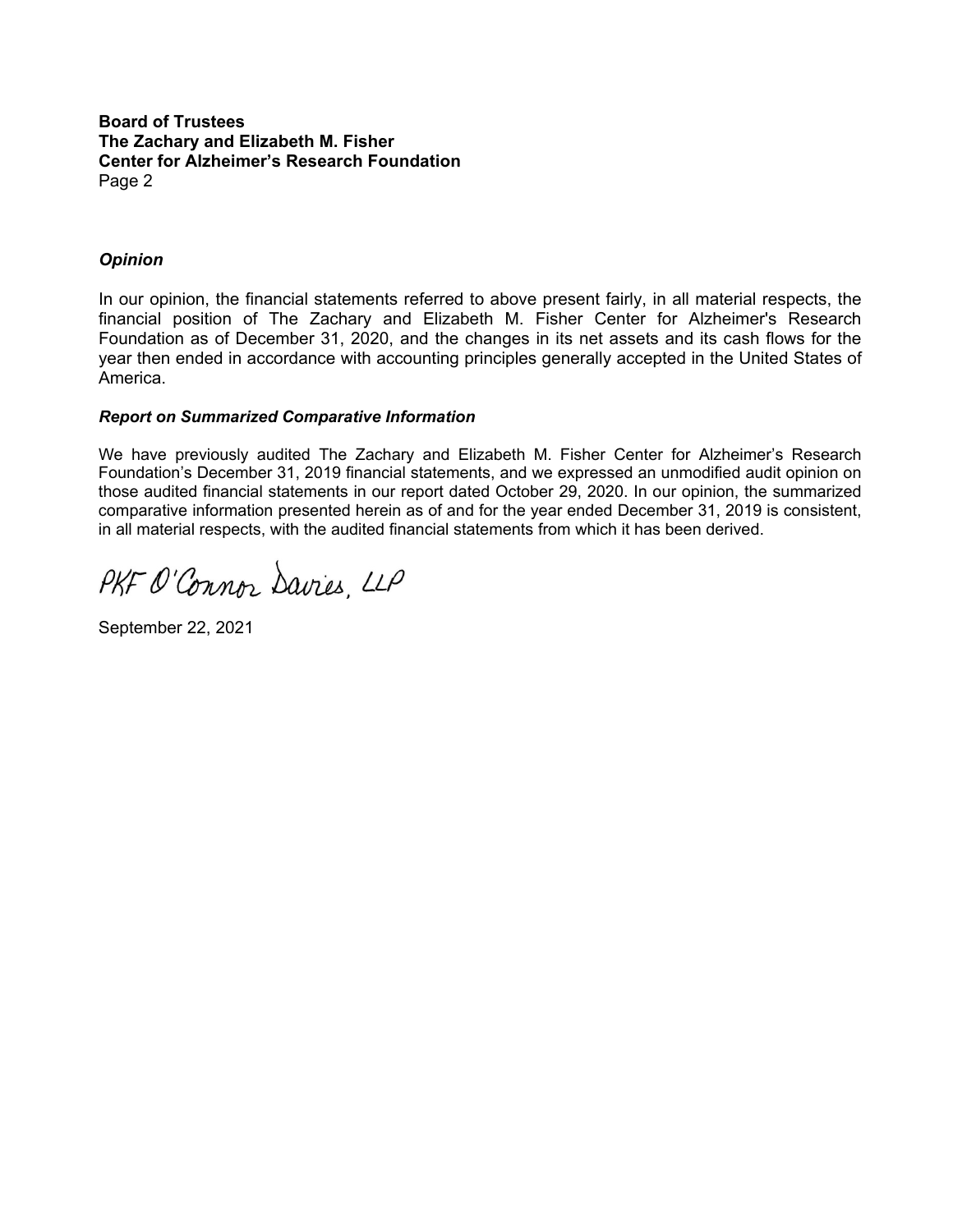**Board of Trustees**
**The Zachary and Elizabeth M. Fisher**
**Center for Alzheimer's Research Foundation**
Page 2

### *Opinion*

In our opinion, the financial statements referred to above present fairly, in all material respects, the financial position of The Zachary and Elizabeth M. Fisher Center for Alzheimer's Research Foundation as of December 31, 2020, and the changes in its net assets and its cash flows for the year then ended in accordance with accounting principles generally accepted in the United States of America.

### *Report on Summarized Comparative Information*

We have previously audited The Zachary and Elizabeth M. Fisher Center for Alzheimer's Research Foundation's December 31, 2019 financial statements, and we expressed an unmodified audit opinion on those audited financial statements in our report dated October 29, 2020. In our opinion, the summarized comparative information presented herein as of and for the year ended December 31, 2019 is consistent, in all material respects, with the audited financial statements from which it has been derived.

PKF O'Connor Davies, LLP

September 22, 2021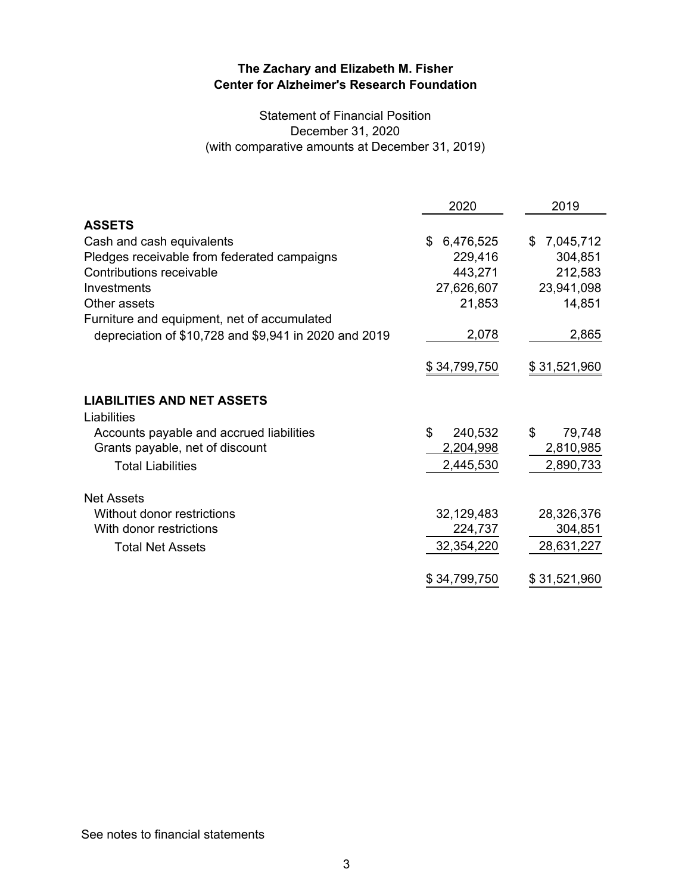**The Zachary and Elizabeth M. Fisher**
**Center for Alzheimer's Research Foundation**

Statement of Financial Position
December 31, 2020
(with comparative amounts at December 31, 2019)

| | 2020 | 2019 |
|---|---|---|
| **ASSETS** | | |
| Cash and cash equivalents | $ 6,476,525 | $ 7,045,712 |
| Pledges receivable from federated campaigns | 229,416 | 304,851 |
| Contributions receivable | 443,271 | 212,583 |
| Investments | 27,626,607 | 23,941,098 |
| Other assets | 21,853 | 14,851 |
| Furniture and equipment, net of accumulated depreciation of $10,728 and $9,941 in 2020 and 2019 | 2,078 | 2,865 |
| | $ 34,799,750 | $ 31,521,960 |
| **LIABILITIES AND NET ASSETS** | | |
| Liabilities | | |
| Accounts payable and accrued liabilities | $ 240,532 | $ 79,748 |
| Grants payable, net of discount | 2,204,998 | 2,810,985 |
| Total Liabilities | 2,445,530 | 2,890,733 |
| Net Assets | | |
| Without donor restrictions | 32,129,483 | 28,326,376 |
| With donor restrictions | 224,737 | 304,851 |
| Total Net Assets | 32,354,220 | 28,631,227 |
| | $ 34,799,750 | $ 31,521,960 |

See notes to financial statements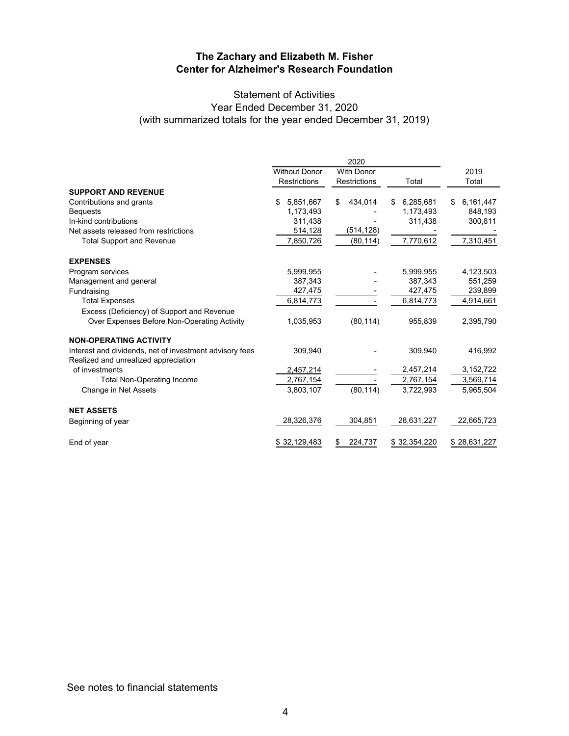# The Zachary and Elizabeth M. Fisher Center for Alzheimer's Research Foundation

## Statement of Activities
### Year Ended December 31, 2020
### (with summarized totals for the year ended December 31, 2019)

| | 2020 | | | 2019 |
|---|---|---|---|---|
| | Without Donor Restrictions | With Donor Restrictions | Total | Total |
| **SUPPORT AND REVENUE** | | | | |
| Contributions and grants | $ 5,851,667 | $ 434,014 | $ 6,285,681 | $ 6,161,447 |
| Bequests | 1,173,493 | - | 1,173,493 | 848,193 |
| In-kind contributions | 311,438 | - | 311,438 | 300,811 |
| Net assets released from restrictions | 514,128 | (514,128) | - | - |
| Total Support and Revenue | 7,850,726 | (80,114) | 7,770,612 | 7,310,451 |
| **EXPENSES** | | | | |
| Program services | 5,999,955 | - | 5,999,955 | 4,123,503 |
| Management and general | 387,343 | - | 387,343 | 551,259 |
| Fundraising | 427,475 | - | 427,475 | 239,899 |
| Total Expenses | 6,814,773 | - | 6,814,773 | 4,914,661 |
| Excess (Deficiency) of Support and Revenue Over Expenses Before Non-Operating Activity | 1,035,953 | (80,114) | 955,839 | 2,395,790 |
| **NON-OPERATING ACTIVITY** | | | | |
| Interest and dividends, net of investment advisory fees | 309,940 | - | 309,940 | 416,992 |
| Realized and unrealized appreciation of investments | 2,457,214 | - | 2,457,214 | 3,152,722 |
| Total Non-Operating Income | 2,767,154 | - | 2,767,154 | 3,569,714 |
| Change in Net Assets | 3,803,107 | (80,114) | 3,722,993 | 5,965,504 |
| **NET ASSETS** | | | | |
| Beginning of year | 28,326,376 | 304,851 | 28,631,227 | 22,665,723 |
| End of year | $ 32,129,483 | $ 224,737 | $ 32,354,220 | $ 28,631,227 |

See notes to financial statements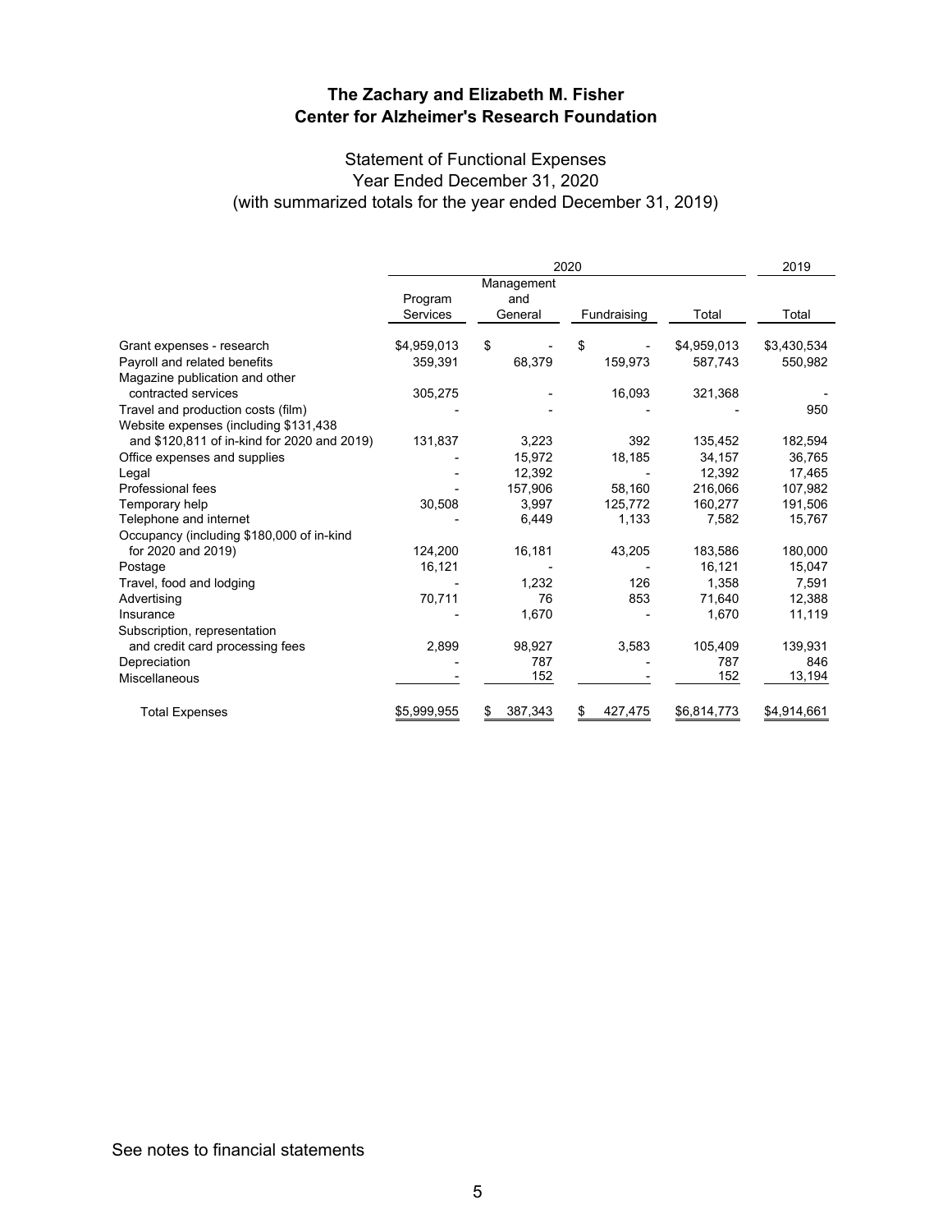**The Zachary and Elizabeth M. Fisher**
**Center for Alzheimer's Research Foundation**

Statement of Functional Expenses
Year Ended December 31, 2020
(with summarized totals for the year ended December 31, 2019)

| | 2020 | | | | 2019 |
|---|---|---|---|---|---|
| | Program Services | Management and General | Fundraising | Total | Total |
| Grant expenses - research | $4,959,013 | $ - | $ - | $4,959,013 | $3,430,534 |
| Payroll and related benefits | 359,391 | 68,379 | 159,973 | 587,743 | 550,982 |
| Magazine publication and other contracted services | 305,275 | - | 16,093 | 321,368 | - |
| Travel and production costs (film) | - | - | - | - | 950 |
| Website expenses (including $131,438 and $120,811 of in-kind for 2020 and 2019) | 131,837 | 3,223 | 392 | 135,452 | 182,594 |
| Office expenses and supplies | - | 15,972 | 18,185 | 34,157 | 36,765 |
| Legal | - | 12,392 | - | 12,392 | 17,465 |
| Professional fees | - | 157,906 | 58,160 | 216,066 | 107,982 |
| Temporary help | 30,508 | 3,997 | 125,772 | 160,277 | 191,506 |
| Telephone and internet | - | 6,449 | 1,133 | 7,582 | 15,767 |
| Occupancy (including $180,000 of in-kind for 2020 and 2019) | 124,200 | 16,181 | 43,205 | 183,586 | 180,000 |
| Postage | 16,121 | - | - | 16,121 | 15,047 |
| Travel, food and lodging | - | 1,232 | 126 | 1,358 | 7,591 |
| Advertising | 70,711 | 76 | 853 | 71,640 | 12,388 |
| Insurance | - | 1,670 | - | 1,670 | 11,119 |
| Subscription, representation and credit card processing fees | 2,899 | 98,927 | 3,583 | 105,409 | 139,931 |
| Depreciation | - | 787 | - | 787 | 846 |
| Miscellaneous | - | 152 | - | 152 | 13,194 |
| Total Expenses | $5,999,955 | $ 387,343 | $ 427,475 | $6,814,773 | $4,914,661 |

See notes to financial statements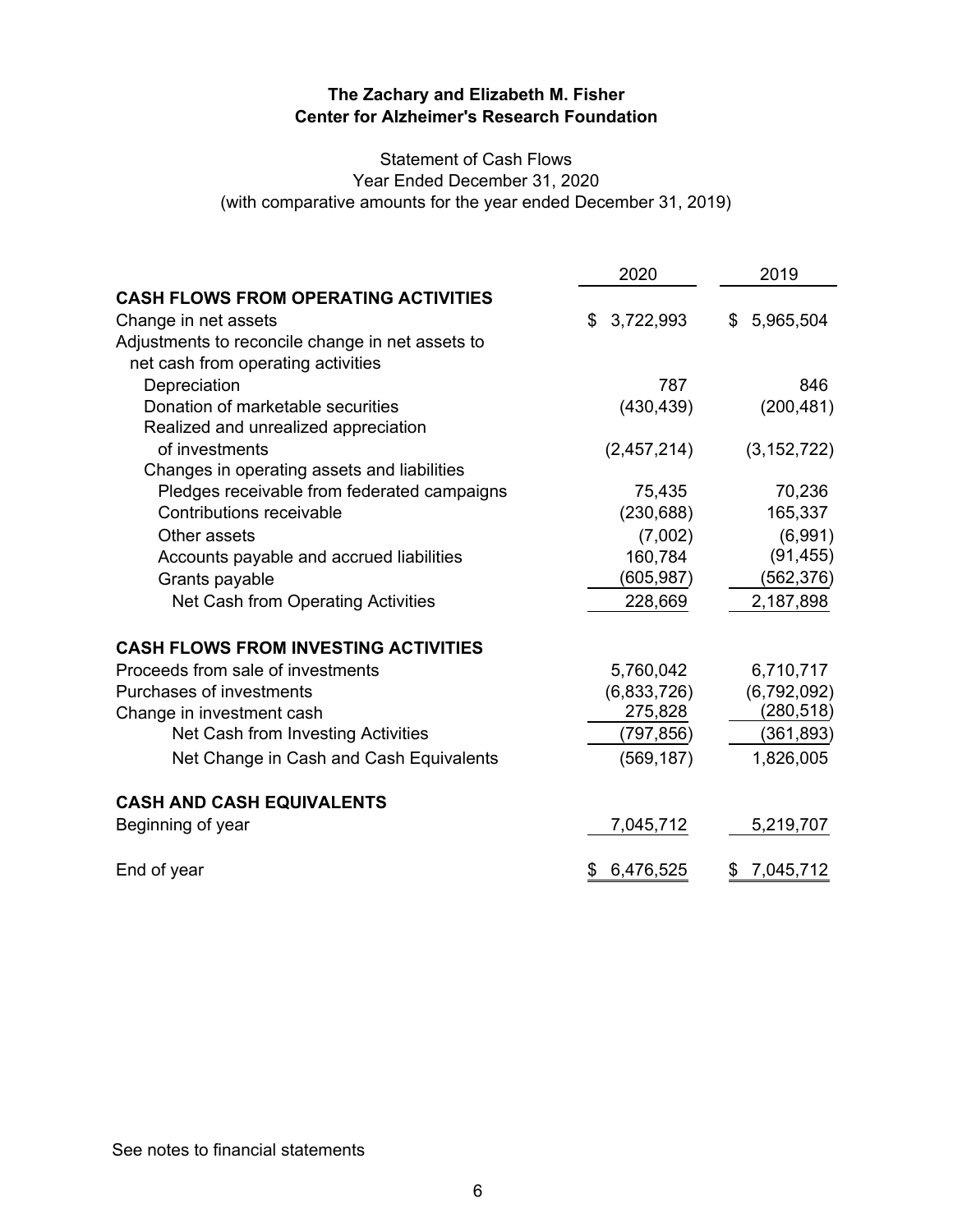**The Zachary and Elizabeth M. Fisher Center for Alzheimer's Research Foundation**

Statement of Cash Flows
Year Ended December 31, 2020
(with comparative amounts for the year ended December 31, 2019)

| | 2020 | 2019 |
|---|---|---|
| **CASH FLOWS FROM OPERATING ACTIVITIES** | | |
| Change in net assets | $ 3,722,993 | $ 5,965,504 |
| Adjustments to reconcile change in net assets to net cash from operating activities | | |
| Depreciation | 787 | 846 |
| Donation of marketable securities | (430,439) | (200,481) |
| Realized and unrealized appreciation of investments | (2,457,214) | (3,152,722) |
| Changes in operating assets and liabilities | | |
| Pledges receivable from federated campaigns | 75,435 | 70,236 |
| Contributions receivable | (230,688) | 165,337 |
| Other assets | (7,002) | (6,991) |
| Accounts payable and accrued liabilities | 160,784 | (91,455) |
| Grants payable | (605,987) | (562,376) |
| Net Cash from Operating Activities | 228,669 | 2,187,898 |
| **CASH FLOWS FROM INVESTING ACTIVITIES** | | |
| Proceeds from sale of investments | 5,760,042 | 6,710,717 |
| Purchases of investments | (6,833,726) | (6,792,092) |
| Change in investment cash | 275,828 | (280,518) |
| Net Cash from Investing Activities | (797,856) | (361,893) |
| Net Change in Cash and Cash Equivalents | (569,187) | 1,826,005 |
| **CASH AND CASH EQUIVALENTS** | | |
| Beginning of year | 7,045,712 | 5,219,707 |
| End of year | $ 6,476,525 | $ 7,045,712 |

See notes to financial statements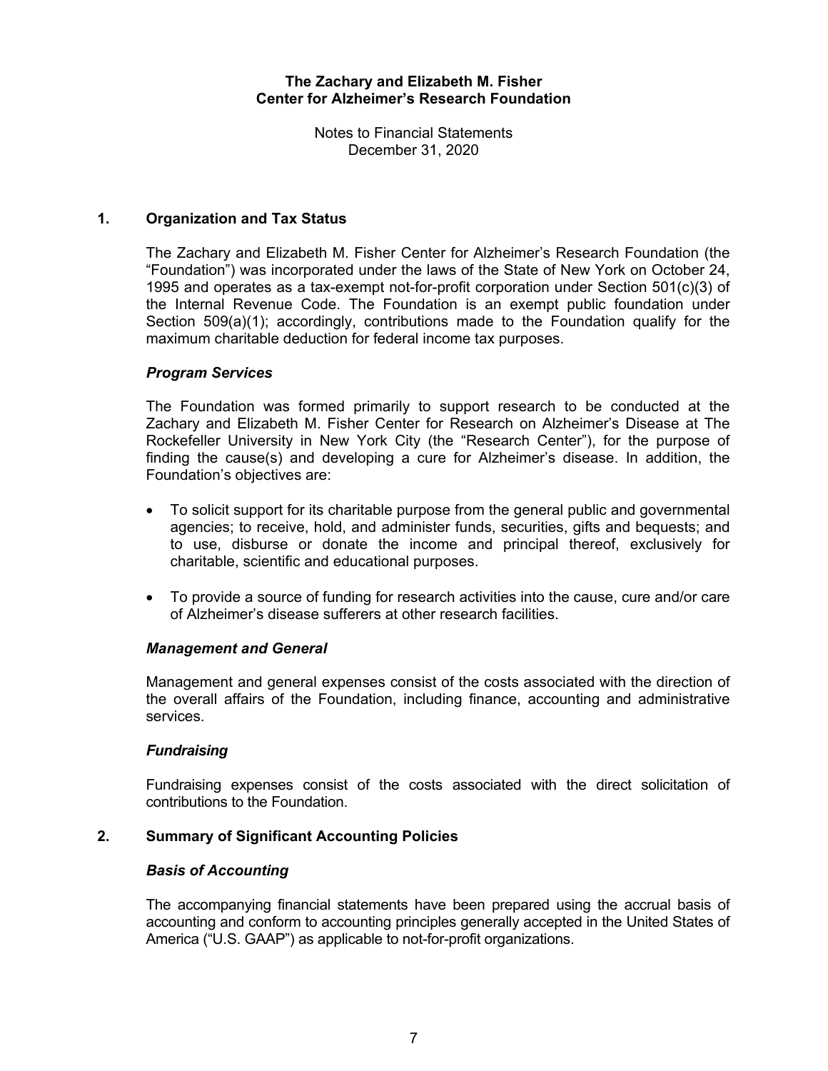**The Zachary and Elizabeth M. Fisher**
**Center for Alzheimer's Research Foundation**

Notes to Financial Statements
December 31, 2020

## 1. Organization and Tax Status

The Zachary and Elizabeth M. Fisher Center for Alzheimer's Research Foundation (the "Foundation") was incorporated under the laws of the State of New York on October 24, 1995 and operates as a tax-exempt not-for-profit corporation under Section 501(c)(3) of the Internal Revenue Code. The Foundation is an exempt public foundation under Section 509(a)(1); accordingly, contributions made to the Foundation qualify for the maximum charitable deduction for federal income tax purposes.

### *Program Services*

The Foundation was formed primarily to support research to be conducted at the Zachary and Elizabeth M. Fisher Center for Research on Alzheimer's Disease at The Rockefeller University in New York City (the "Research Center"), for the purpose of finding the cause(s) and developing a cure for Alzheimer's disease. In addition, the Foundation's objectives are:

- To solicit support for its charitable purpose from the general public and governmental agencies; to receive, hold, and administer funds, securities, gifts and bequests; and to use, disburse or donate the income and principal thereof, exclusively for charitable, scientific and educational purposes.
- To provide a source of funding for research activities into the cause, cure and/or care of Alzheimer's disease sufferers at other research facilities.

### *Management and General*

Management and general expenses consist of the costs associated with the direction of the overall affairs of the Foundation, including finance, accounting and administrative services.

### *Fundraising*

Fundraising expenses consist of the costs associated with the direct solicitation of contributions to the Foundation.

## 2. Summary of Significant Accounting Policies

### *Basis of Accounting*

The accompanying financial statements have been prepared using the accrual basis of accounting and conform to accounting principles generally accepted in the United States of America ("U.S. GAAP") as applicable to not-for-profit organizations.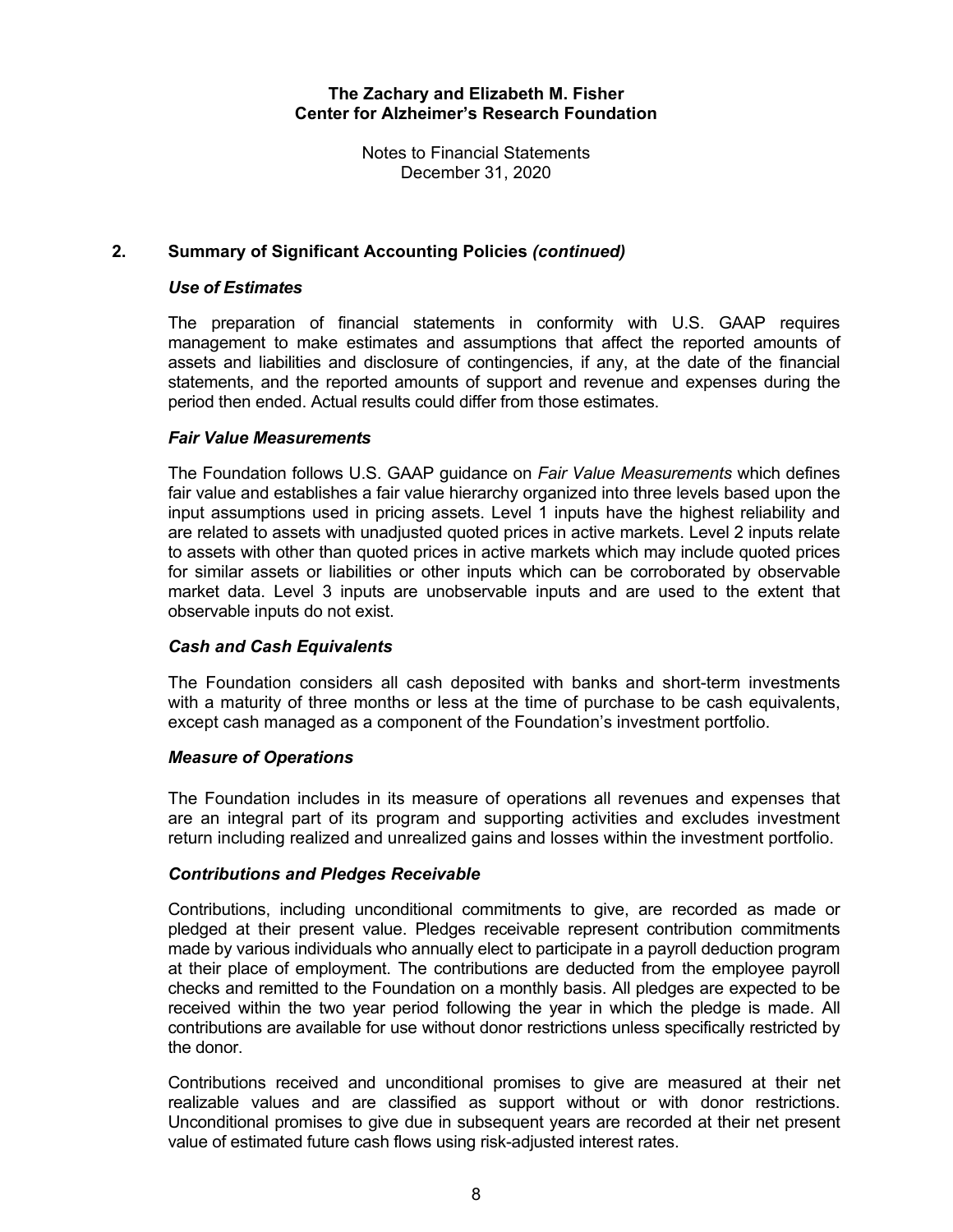## 2. Summary of Significant Accounting Policies *(continued)*

### *Use of Estimates*

The preparation of financial statements in conformity with U.S. GAAP requires management to make estimates and assumptions that affect the reported amounts of assets and liabilities and disclosure of contingencies, if any, at the date of the financial statements, and the reported amounts of support and revenue and expenses during the period then ended. Actual results could differ from those estimates.

### *Fair Value Measurements*

The Foundation follows U.S. GAAP guidance on *Fair Value Measurements* which defines fair value and establishes a fair value hierarchy organized into three levels based upon the input assumptions used in pricing assets. Level 1 inputs have the highest reliability and are related to assets with unadjusted quoted prices in active markets. Level 2 inputs relate to assets with other than quoted prices in active markets which may include quoted prices for similar assets or liabilities or other inputs which can be corroborated by observable market data. Level 3 inputs are unobservable inputs and are used to the extent that observable inputs do not exist.

### *Cash and Cash Equivalents*

The Foundation considers all cash deposited with banks and short-term investments with a maturity of three months or less at the time of purchase to be cash equivalents, except cash managed as a component of the Foundation's investment portfolio.

### *Measure of Operations*

The Foundation includes in its measure of operations all revenues and expenses that are an integral part of its program and supporting activities and excludes investment return including realized and unrealized gains and losses within the investment portfolio.

### *Contributions and Pledges Receivable*

Contributions, including unconditional commitments to give, are recorded as made or pledged at their present value. Pledges receivable represent contribution commitments made by various individuals who annually elect to participate in a payroll deduction program at their place of employment. The contributions are deducted from the employee payroll checks and remitted to the Foundation on a monthly basis. All pledges are expected to be received within the two year period following the year in which the pledge is made. All contributions are available for use without donor restrictions unless specifically restricted by the donor.

Contributions received and unconditional promises to give are measured at their net realizable values and are classified as support without or with donor restrictions. Unconditional promises to give due in subsequent years are recorded at their net present value of estimated future cash flows using risk-adjusted interest rates.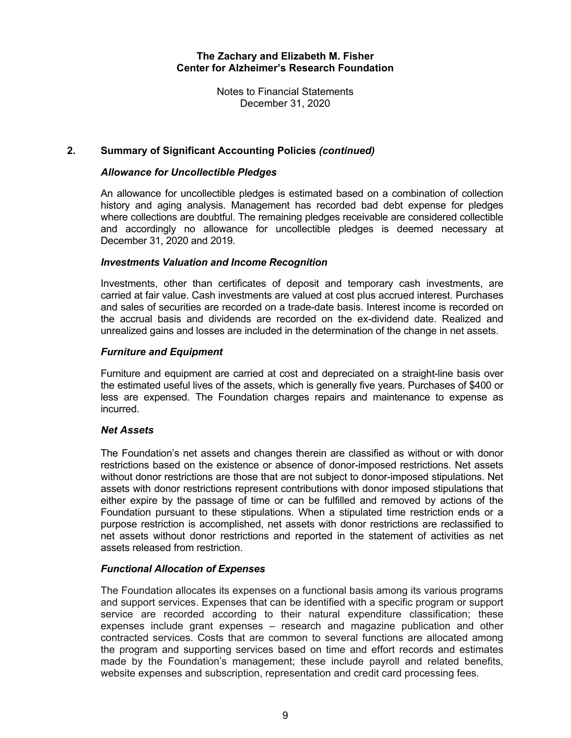# The Zachary and Elizabeth M. Fisher Center for Alzheimer's Research Foundation

Notes to Financial Statements
December 31, 2020

## 2. Summary of Significant Accounting Policies *(continued)*

### *Allowance for Uncollectible Pledges*

An allowance for uncollectible pledges is estimated based on a combination of collection history and aging analysis. Management has recorded bad debt expense for pledges where collections are doubtful. The remaining pledges receivable are considered collectible and accordingly no allowance for uncollectible pledges is deemed necessary at December 31, 2020 and 2019.

### *Investments Valuation and Income Recognition*

Investments, other than certificates of deposit and temporary cash investments, are carried at fair value. Cash investments are valued at cost plus accrued interest. Purchases and sales of securities are recorded on a trade-date basis. Interest income is recorded on the accrual basis and dividends are recorded on the ex-dividend date. Realized and unrealized gains and losses are included in the determination of the change in net assets.

### *Furniture and Equipment*

Furniture and equipment are carried at cost and depreciated on a straight-line basis over the estimated useful lives of the assets, which is generally five years. Purchases of $400 or less are expensed. The Foundation charges repairs and maintenance to expense as incurred.

### *Net Assets*

The Foundation's net assets and changes therein are classified as without or with donor restrictions based on the existence or absence of donor-imposed restrictions. Net assets without donor restrictions are those that are not subject to donor-imposed stipulations. Net assets with donor restrictions represent contributions with donor imposed stipulations that either expire by the passage of time or can be fulfilled and removed by actions of the Foundation pursuant to these stipulations. When a stipulated time restriction ends or a purpose restriction is accomplished, net assets with donor restrictions are reclassified to net assets without donor restrictions and reported in the statement of activities as net assets released from restriction.

### *Functional Allocation of Expenses*

The Foundation allocates its expenses on a functional basis among its various programs and support services. Expenses that can be identified with a specific program or support service are recorded according to their natural expenditure classification; these expenses include grant expenses – research and magazine publication and other contracted services. Costs that are common to several functions are allocated among the program and supporting services based on time and effort records and estimates made by the Foundation's management; these include payroll and related benefits, website expenses and subscription, representation and credit card processing fees.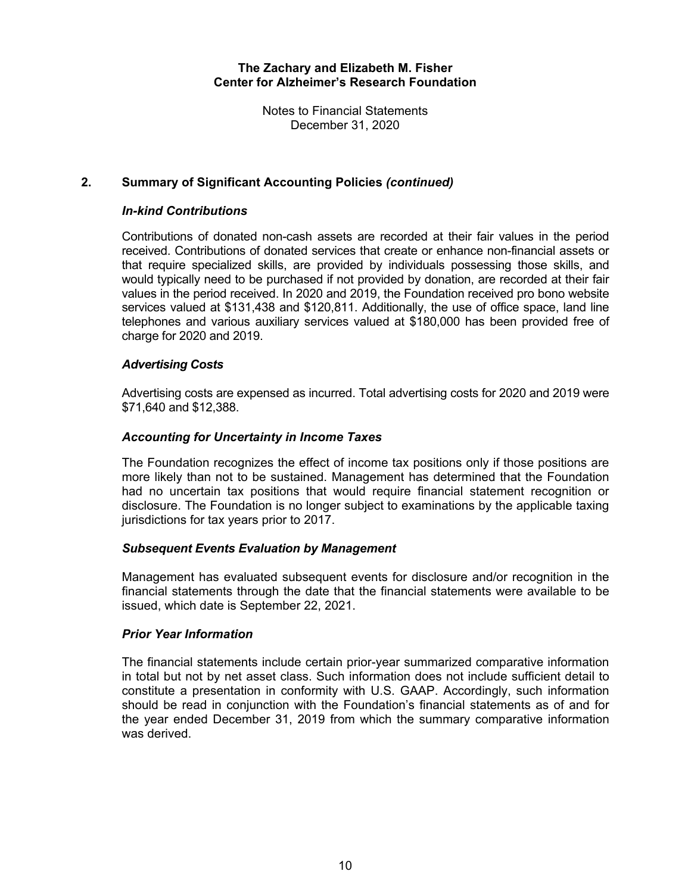**The Zachary and Elizabeth M. Fisher**
**Center for Alzheimer's Research Foundation**

Notes to Financial Statements
December 31, 2020

## 2. Summary of Significant Accounting Policies *(continued)*

### *In-kind Contributions*

Contributions of donated non-cash assets are recorded at their fair values in the period received. Contributions of donated services that create or enhance non-financial assets or that require specialized skills, are provided by individuals possessing those skills, and would typically need to be purchased if not provided by donation, are recorded at their fair values in the period received. In 2020 and 2019, the Foundation received pro bono website services valued at $131,438 and $120,811. Additionally, the use of office space, land line telephones and various auxiliary services valued at $180,000 has been provided free of charge for 2020 and 2019.

### *Advertising Costs*

Advertising costs are expensed as incurred. Total advertising costs for 2020 and 2019 were $71,640 and $12,388.

### *Accounting for Uncertainty in Income Taxes*

The Foundation recognizes the effect of income tax positions only if those positions are more likely than not to be sustained. Management has determined that the Foundation had no uncertain tax positions that would require financial statement recognition or disclosure. The Foundation is no longer subject to examinations by the applicable taxing jurisdictions for tax years prior to 2017.

### *Subsequent Events Evaluation by Management*

Management has evaluated subsequent events for disclosure and/or recognition in the financial statements through the date that the financial statements were available to be issued, which date is September 22, 2021.

### *Prior Year Information*

The financial statements include certain prior-year summarized comparative information in total but not by net asset class. Such information does not include sufficient detail to constitute a presentation in conformity with U.S. GAAP. Accordingly, such information should be read in conjunction with the Foundation's financial statements as of and for the year ended December 31, 2019 from which the summary comparative information was derived.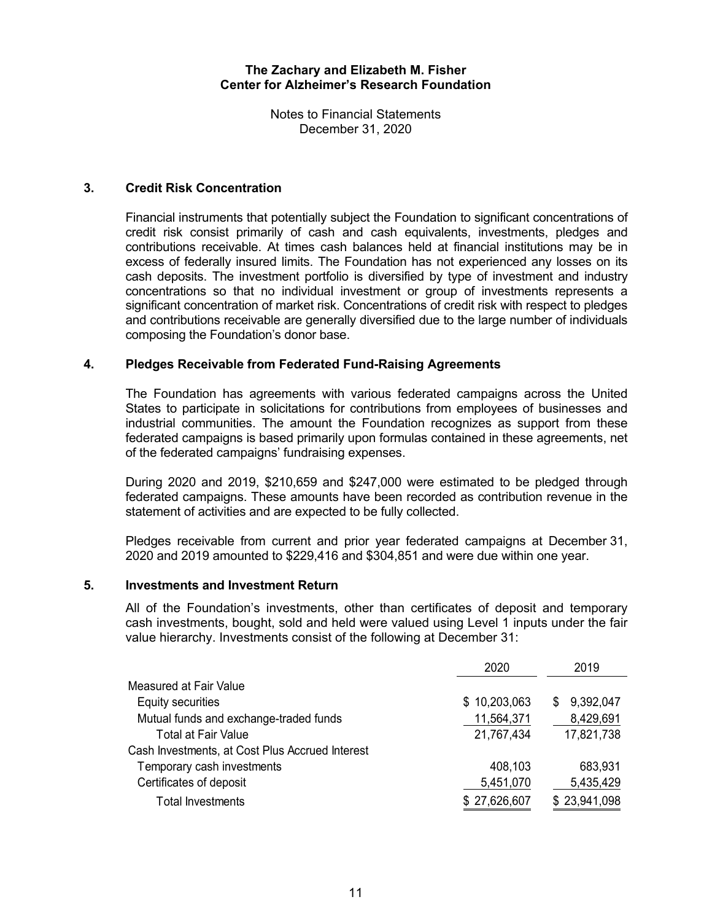**The Zachary and Elizabeth M. Fisher**
**Center for Alzheimer's Research Foundation**

Notes to Financial Statements
December 31, 2020

## 3. Credit Risk Concentration

Financial instruments that potentially subject the Foundation to significant concentrations of credit risk consist primarily of cash and cash equivalents, investments, pledges and contributions receivable. At times cash balances held at financial institutions may be in excess of federally insured limits. The Foundation has not experienced any losses on its cash deposits. The investment portfolio is diversified by type of investment and industry concentrations so that no individual investment or group of investments represents a significant concentration of market risk. Concentrations of credit risk with respect to pledges and contributions receivable are generally diversified due to the large number of individuals composing the Foundation's donor base.

## 4. Pledges Receivable from Federated Fund-Raising Agreements

The Foundation has agreements with various federated campaigns across the United States to participate in solicitations for contributions from employees of businesses and industrial communities. The amount the Foundation recognizes as support from these federated campaigns is based primarily upon formulas contained in these agreements, net of the federated campaigns' fundraising expenses.

During 2020 and 2019, $210,659 and $247,000 were estimated to be pledged through federated campaigns. These amounts have been recorded as contribution revenue in the statement of activities and are expected to be fully collected.

Pledges receivable from current and prior year federated campaigns at December 31, 2020 and 2019 amounted to $229,416 and $304,851 and were due within one year.

## 5. Investments and Investment Return

All of the Foundation's investments, other than certificates of deposit and temporary cash investments, bought, sold and held were valued using Level 1 inputs under the fair value hierarchy. Investments consist of the following at December 31:

| | 2020 | 2019 |
|---|---|---|
| Measured at Fair Value | | |
| Equity securities | $ 10,203,063 | $ 9,392,047 |
| Mutual funds and exchange-traded funds | 11,564,371 | 8,429,691 |
| Total at Fair Value | 21,767,434 | 17,821,738 |
| Cash Investments, at Cost Plus Accrued Interest | | |
| Temporary cash investments | 408,103 | 683,931 |
| Certificates of deposit | 5,451,070 | 5,435,429 |
| Total Investments | $ 27,626,607 | $ 23,941,098 |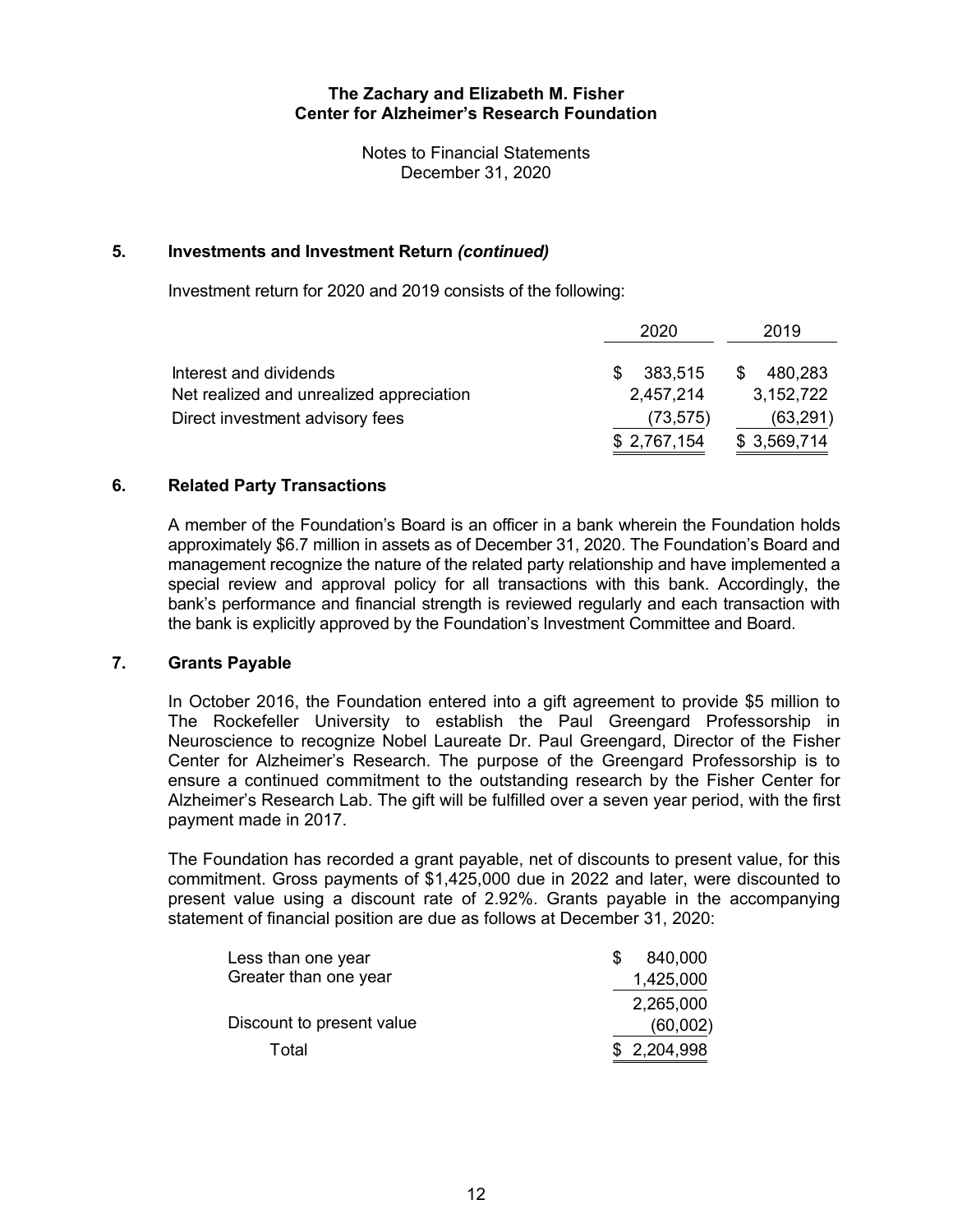**The Zachary and Elizabeth M. Fisher Center for Alzheimer's Research Foundation**

Notes to Financial Statements
December 31, 2020

## 5. Investments and Investment Return *(continued)*

Investment return for 2020 and 2019 consists of the following:

| | 2020 | 2019 |
|---|---|---|
| Interest and dividends | $ 383,515 | $ 480,283 |
| Net realized and unrealized appreciation | 2,457,214 | 3,152,722 |
| Direct investment advisory fees | (73,575) | (63,291) |
| | $ 2,767,154 | $ 3,569,714 |

## 6. Related Party Transactions

A member of the Foundation's Board is an officer in a bank wherein the Foundation holds approximately $6.7 million in assets as of December 31, 2020. The Foundation's Board and management recognize the nature of the related party relationship and have implemented a special review and approval policy for all transactions with this bank. Accordingly, the bank's performance and financial strength is reviewed regularly and each transaction with the bank is explicitly approved by the Foundation's Investment Committee and Board.

## 7. Grants Payable

In October 2016, the Foundation entered into a gift agreement to provide $5 million to The Rockefeller University to establish the Paul Greengard Professorship in Neuroscience to recognize Nobel Laureate Dr. Paul Greengard, Director of the Fisher Center for Alzheimer's Research. The purpose of the Greengard Professorship is to ensure a continued commitment to the outstanding research by the Fisher Center for Alzheimer's Research Lab. The gift will be fulfilled over a seven year period, with the first payment made in 2017.

The Foundation has recorded a grant payable, net of discounts to present value, for this commitment. Gross payments of $1,425,000 due in 2022 and later, were discounted to present value using a discount rate of 2.92%. Grants payable in the accompanying statement of financial position are due as follows at December 31, 2020:

| | |
|---|---|
| Less than one year | $ 840,000 |
| Greater than one year | 1,425,000 |
| | 2,265,000 |
| Discount to present value | (60,002) |
| Total | $ 2,204,998 |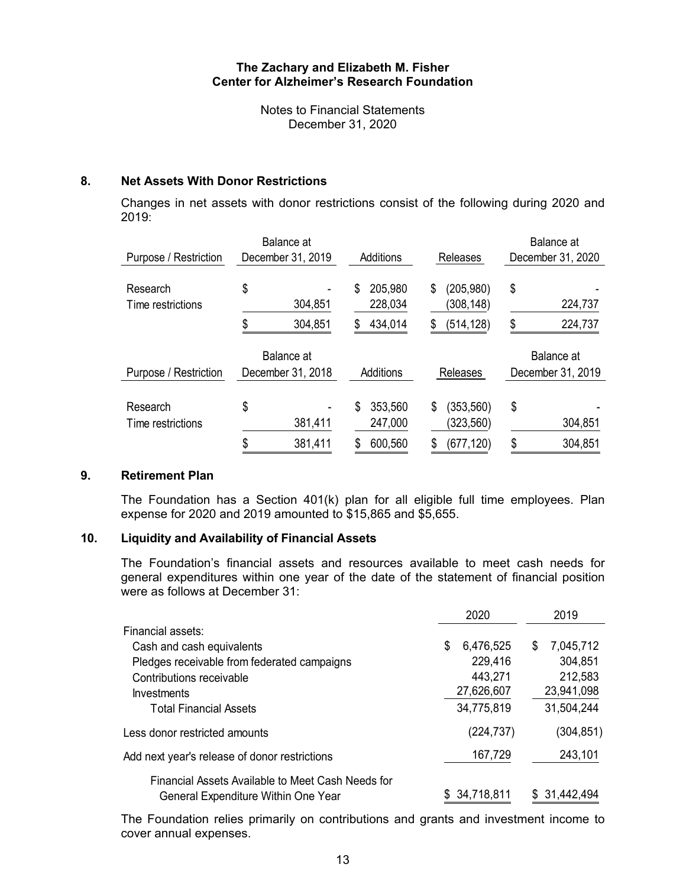The Zachary and Elizabeth M. Fisher
Center for Alzheimer's Research Foundation

Notes to Financial Statements
December 31, 2020

## 8. Net Assets With Donor Restrictions

Changes in net assets with donor restrictions consist of the following during 2020 and 2019:

| Purpose / Restriction | Balance at December 31, 2019 | Additions | Releases | Balance at December 31, 2020 |
|---|---|---|---|---|
| Research | $ - | $ 205,980 | $ (205,980) | $ - |
| Time restrictions | 304,851 | 228,034 | (308,148) | 224,737 |
| | $ 304,851 | $ 434,014 | $ (514,128) | $ 224,737 |

| Purpose / Restriction | Balance at December 31, 2018 | Additions | Releases | Balance at December 31, 2019 |
|---|---|---|---|---|
| Research | $ - | $ 353,560 | $ (353,560) | $ - |
| Time restrictions | 381,411 | 247,000 | (323,560) | 304,851 |
| | $ 381,411 | $ 600,560 | $ (677,120) | $ 304,851 |

## 9. Retirement Plan

The Foundation has a Section 401(k) plan for all eligible full time employees. Plan expense for 2020 and 2019 amounted to $15,865 and $5,655.

## 10. Liquidity and Availability of Financial Assets

The Foundation's financial assets and resources available to meet cash needs for general expenditures within one year of the date of the statement of financial position were as follows at December 31:

| | 2020 | 2019 |
|---|---|---|
| Financial assets: | | |
| Cash and cash equivalents | $ 6,476,525 | $ 7,045,712 |
| Pledges receivable from federated campaigns | 229,416 | 304,851 |
| Contributions receivable | 443,271 | 212,583 |
| Investments | 27,626,607 | 23,941,098 |
| Total Financial Assets | 34,775,819 | 31,504,244 |
| Less donor restricted amounts | (224,737) | (304,851) |
| Add next year's release of donor restrictions | 167,729 | 243,101 |
| Financial Assets Available to Meet Cash Needs for General Expenditure Within One Year | $ 34,718,811 | $ 31,442,494 |

The Foundation relies primarily on contributions and grants and investment income to cover annual expenses.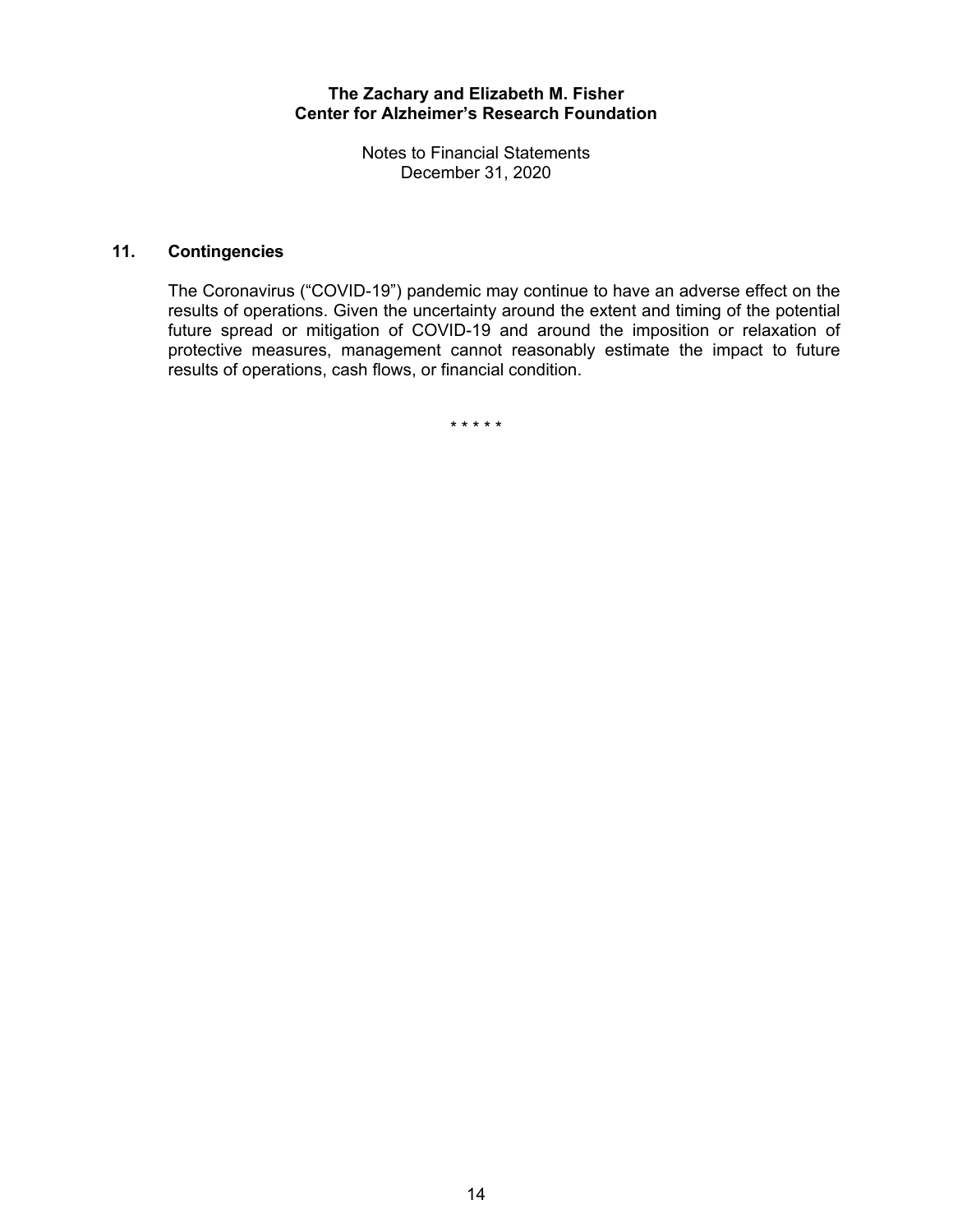**The Zachary and Elizabeth M. Fisher**
**Center for Alzheimer's Research Foundation**

Notes to Financial Statements
December 31, 2020

## 11. Contingencies

The Coronavirus ("COVID-19") pandemic may continue to have an adverse effect on the results of operations. Given the uncertainty around the extent and timing of the potential future spread or mitigation of COVID-19 and around the imposition or relaxation of protective measures, management cannot reasonably estimate the impact to future results of operations, cash flows, or financial condition.

\* \* \* \* \*